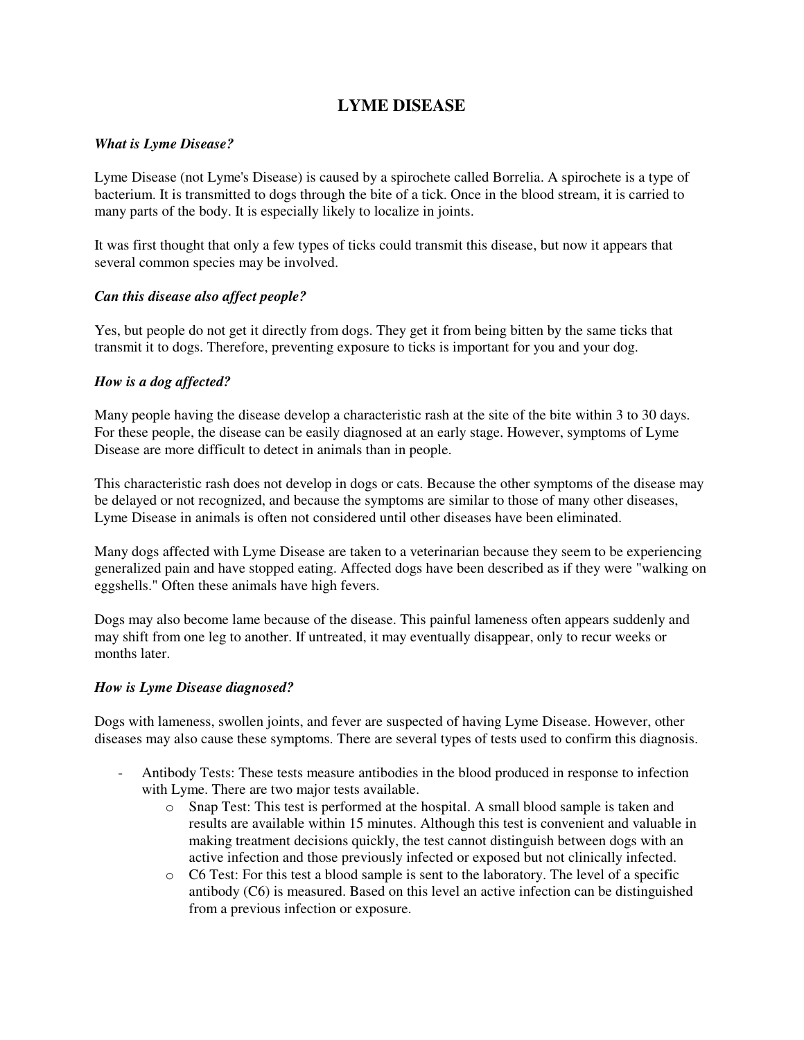# LYME DISEASE

***What is Lyme Disease?***

Lyme Disease (not Lyme's Disease) is caused by a spirochete called Borrelia. A spirochete is a type of bacterium. It is transmitted to dogs through the bite of a tick. Once in the blood stream, it is carried to many parts of the body. It is especially likely to localize in joints.

It was first thought that only a few types of ticks could transmit this disease, but now it appears that several common species may be involved.

***Can this disease also affect people?***

Yes, but people do not get it directly from dogs. They get it from being bitten by the same ticks that transmit it to dogs. Therefore, preventing exposure to ticks is important for you and your dog.

***How is a dog affected?***

Many people having the disease develop a characteristic rash at the site of the bite within 3 to 30 days. For these people, the disease can be easily diagnosed at an early stage. However, symptoms of Lyme Disease are more difficult to detect in animals than in people.

This characteristic rash does not develop in dogs or cats. Because the other symptoms of the disease may be delayed or not recognized, and because the symptoms are similar to those of many other diseases, Lyme Disease in animals is often not considered until other diseases have been eliminated.

Many dogs affected with Lyme Disease are taken to a veterinarian because they seem to be experiencing generalized pain and have stopped eating. Affected dogs have been described as if they were "walking on eggshells." Often these animals have high fevers.

Dogs may also become lame because of the disease. This painful lameness often appears suddenly and may shift from one leg to another. If untreated, it may eventually disappear, only to recur weeks or months later.

***How is Lyme Disease diagnosed?***

Dogs with lameness, swollen joints, and fever are suspected of having Lyme Disease. However, other diseases may also cause these symptoms. There are several types of tests used to confirm this diagnosis.

- Antibody Tests: These tests measure antibodies in the blood produced in response to infection with Lyme. There are two major tests available.
    - Snap Test: This test is performed at the hospital. A small blood sample is taken and results are available within 15 minutes. Although this test is convenient and valuable in making treatment decisions quickly, the test cannot distinguish between dogs with an active infection and those previously infected or exposed but not clinically infected.
    - C6 Test: For this test a blood sample is sent to the laboratory. The level of a specific antibody (C6) is measured. Based on this level an active infection can be distinguished from a previous infection or exposure.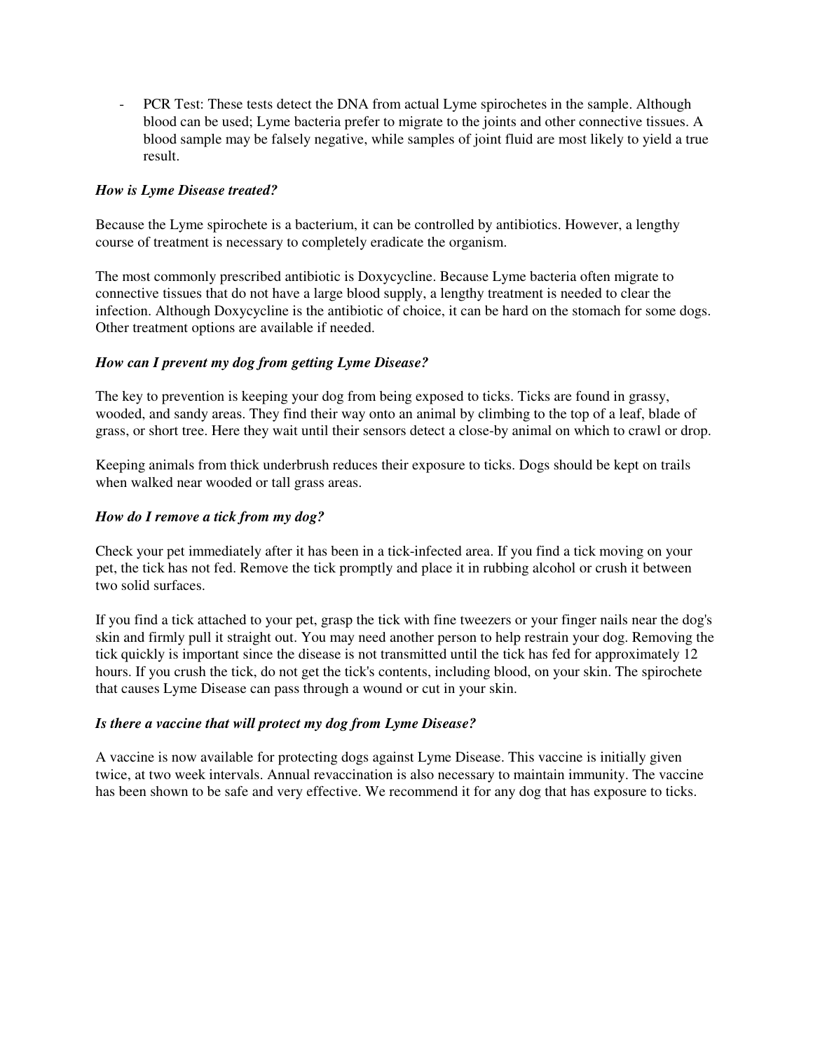- PCR Test: These tests detect the DNA from actual Lyme spirochetes in the sample. Although blood can be used; Lyme bacteria prefer to migrate to the joints and other connective tissues. A blood sample may be falsely negative, while samples of joint fluid are most likely to yield a true result.

***How is Lyme Disease treated?***

Because the Lyme spirochete is a bacterium, it can be controlled by antibiotics. However, a lengthy course of treatment is necessary to completely eradicate the organism.

The most commonly prescribed antibiotic is Doxycycline. Because Lyme bacteria often migrate to connective tissues that do not have a large blood supply, a lengthy treatment is needed to clear the infection. Although Doxycycline is the antibiotic of choice, it can be hard on the stomach for some dogs. Other treatment options are available if needed.

***How can I prevent my dog from getting Lyme Disease?***

The key to prevention is keeping your dog from being exposed to ticks. Ticks are found in grassy, wooded, and sandy areas. They find their way onto an animal by climbing to the top of a leaf, blade of grass, or short tree. Here they wait until their sensors detect a close-by animal on which to crawl or drop.

Keeping animals from thick underbrush reduces their exposure to ticks. Dogs should be kept on trails when walked near wooded or tall grass areas.

***How do I remove a tick from my dog?***

Check your pet immediately after it has been in a tick-infected area. If you find a tick moving on your pet, the tick has not fed. Remove the tick promptly and place it in rubbing alcohol or crush it between two solid surfaces.

If you find a tick attached to your pet, grasp the tick with fine tweezers or your finger nails near the dog's skin and firmly pull it straight out. You may need another person to help restrain your dog. Removing the tick quickly is important since the disease is not transmitted until the tick has fed for approximately 12 hours. If you crush the tick, do not get the tick's contents, including blood, on your skin. The spirochete that causes Lyme Disease can pass through a wound or cut in your skin.

***Is there a vaccine that will protect my dog from Lyme Disease?***

A vaccine is now available for protecting dogs against Lyme Disease. This vaccine is initially given twice, at two week intervals. Annual revaccination is also necessary to maintain immunity. The vaccine has been shown to be safe and very effective. We recommend it for any dog that has exposure to ticks.